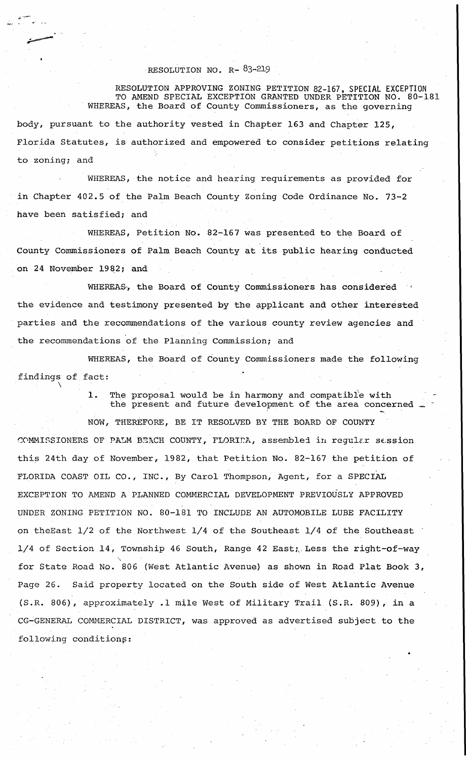RESOLUTION NO. R- 83-219

RESOLUTION APPROVING ZONING PETITION 82-167, SPECIAL EXCEPTION TO AMEND SPECIAL EXCEPTION GRANTED UNDER PETITION NO. 80-181

WHEREAS, the Board of County Commissioners, as the governing body, pursuant to the authority vested in Chapter 163 and Chapter 125, Florida Statutes, is authorized and empowered to consider petitions relating to zoning; and

WHEREAS, the notice and hearing requirements as provided for in Chapter 402.5 of the Palm Beach County Zoning Code Ordinance No. 73-2 have been satisfied; and

WHEREAS, Petition No. 82-167 was presented to the Board of County Commissioners of Palm Beach County at its public hearing conducted on 24 November 1982; and

WHEREAS, the Board of County Commissioners has considered the evidence and testimony presented by the applicant and other interested parties and the recommendations of the various county review agencies and the recommendations of the Planning Commission; and

WHEREAS, the Board of County Commissioners made the following findings of fact:

1. The proposal would be in harmony and compatible with the present and future development of the area concerned.

NOW, THEREFORE, BE IT RESOLVED BY THE BOARD OF COUNTY COMMISSIONERS OF PALM BEACH COUNTY, FLORIDA, assembled in regular session this 24th day of November, 1982, that Petition No. 82-167 the petition of FLORIDA COAST OIL CO., INC., By Carol Thompson, Agent, for a SPECIAL EXCEPTION TO AMEND A PLANNED COMMERCIAL DEVELOPMENT PREVIOUSLY APPROVED UNDER ZONING PETITION NO. 80-181 TO INCLUDE AN AUTOMOBILE LUBE FACILITY on theEast 1/2 of the Northwest 1/4 of the Southeast 1/4 of the Southeast 1/4 of Section 14, Township 46 South, Range 42 East; Less the right-of-way for State Road No. 806 (West Atlantic Avenue) as shown in Road Plat Book 3, Page 26. Said property located on the South side of West Atlantic Avenue (S.R. 806), approximately .1 mile West of Military Trail (S.R. 809), in a CG-GENERAL COMMERCIAL DISTRICT, was approved as advertised subject to the following conditions: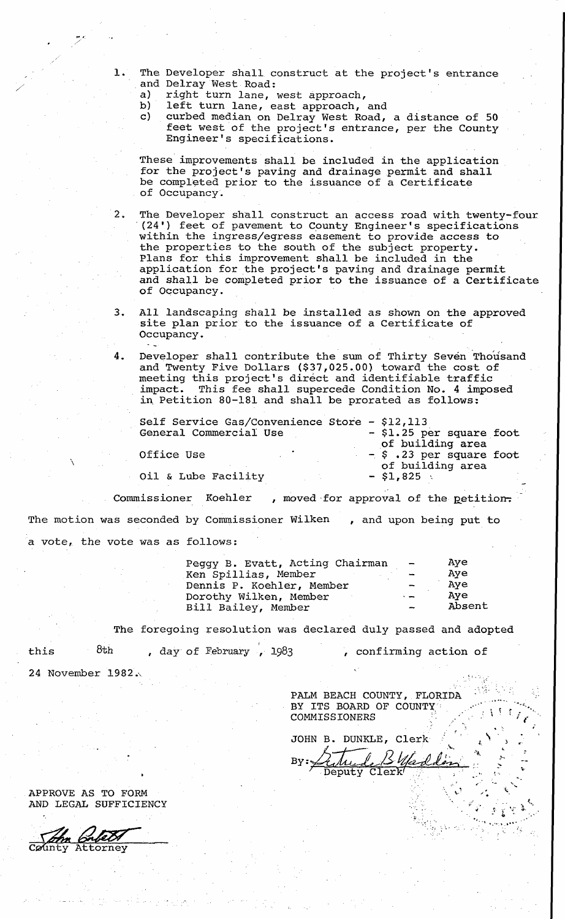1. The Developer shall construct at the project's entrance and Delray West Road:
   a) right turn lane, west approach,
   b) left turn lane, east approach, and
   c) curbed median on Delray West Road, a distance of 50 feet west of the project's entrance, per the County Engineer's specifications.

   These improvements shall be included in the application for the project's paving and drainage permit and shall be completed prior to the issuance of a Certificate of Occupancy.

2. The Developer shall construct an access road with twenty-four (24') feet of pavement to County Engineer's specifications within the ingress/egress easement to provide access to the properties to the south of the subject property. Plans for this improvement shall be included in the application for the project's paving and drainage permit and shall be completed prior to the issuance of a Certificate of Occupancy.

3. All landscaping shall be installed as shown on the approved site plan prior to the issuance of a Certificate of Occupancy.

4. Developer shall contribute the sum of Thirty Seven Thousand and Twenty Five Dollars ($37,025.00) toward the cost of meeting this project's direct and identifiable traffic impact. This fee shall supercede Condition No. 4 imposed in Petition 80-181 and shall be prorated as follows:

| | |
|---|---|
| Self Service Gas/Convenience Store | - $12,113 |
| General Commercial Use | - $1.25 per square foot of building area |
| Office Use | - $ .23 per square foot of building area |
| Oil & Lube Facility | - $1,825 |

Commissioner Koehler, moved for approval of the petition.

The motion was seconded by Commissioner Wilken, and upon being put to a vote, the vote was as follows:

| | | |
|---|---|---|
| Peggy B. Evatt, Acting Chairman | - | Aye |
| Ken Spillias, Member | - | Aye |
| Dennis P. Koehler, Member | - | Aye |
| Dorothy Wilken, Member | - | Aye |
| Bill Bailey, Member | - | Absent |

The foregoing resolution was declared duly passed and adopted this 8th, day of February, 1983, confirming action of 24 November 1982.

PALM BEACH COUNTY, FLORIDA
BY ITS BOARD OF COUNTY COMMISSIONERS

JOHN B. DUNKLE, Clerk

By: [signature]
Deputy Clerk

APPROVE AS TO FORM
AND LEGAL SUFFICIENCY

[signature]
County Attorney